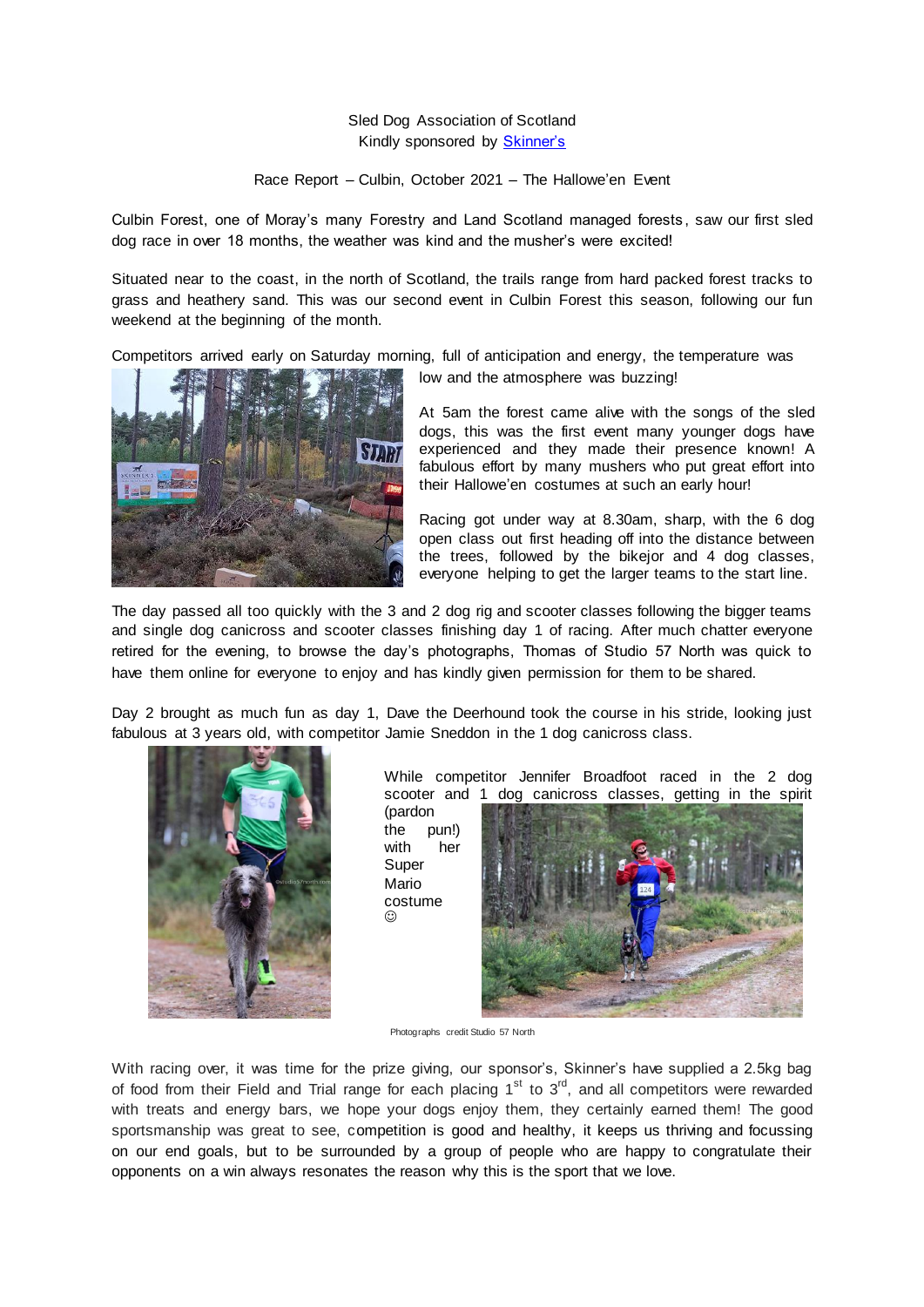Sled Dog Association of Scotland
Kindly sponsored by [Skinner's]()

Race Report – Culbin, October 2021 – The Hallowe'en Event

Culbin Forest, one of Moray's many Forestry and Land Scotland managed forests, saw our first sled dog race in over 18 months, the weather was kind and the musher's were excited!

Situated near to the coast, in the north of Scotland, the trails range from hard packed forest tracks to grass and heathery sand. This was our second event in Culbin Forest this season, following our fun weekend at the beginning of the month.

Competitors arrived early on Saturday morning, full of anticipation and energy, the temperature was low and the atmosphere was buzzing!

At 5am the forest came alive with the songs of the sled dogs, this was the first event many younger dogs have experienced and they made their presence known! A fabulous effort by many mushers who put great effort into their Hallowe'en costumes at such an early hour!

Racing got under way at 8.30am, sharp, with the 6 dog open class out first heading off into the distance between the trees, followed by the bikejor and 4 dog classes, everyone helping to get the larger teams to the start line.

The day passed all too quickly with the 3 and 2 dog rig and scooter classes following the bigger teams and single dog canicross and scooter classes finishing day 1 of racing. After much chatter everyone retired for the evening, to browse the day's photographs, Thomas of Studio 57 North was quick to have them online for everyone to enjoy and has kindly given permission for them to be shared.

Day 2 brought as much fun as day 1, Dave the Deerhound took the course in his stride, looking just fabulous at 3 years old, with competitor Jamie Sneddon in the 1 dog canicross class.

While competitor Jennifer Broadfoot raced in the 2 dog scooter and 1 dog canicross classes, getting in the spirit (pardon the pun!) with her Super Mario costume ☺

Photographs credit Studio 57 North

With racing over, it was time for the prize giving, our sponsor's, Skinner's have supplied a 2.5kg bag of food from their Field and Trial range for each placing 1st to 3rd, and all competitors were rewarded with treats and energy bars, we hope your dogs enjoy them, they certainly earned them! The good sportsmanship was great to see, competition is good and healthy, it keeps us thriving and focussing on our end goals, but to be surrounded by a group of people who are happy to congratulate their opponents on a win always resonates the reason why this is the sport that we love.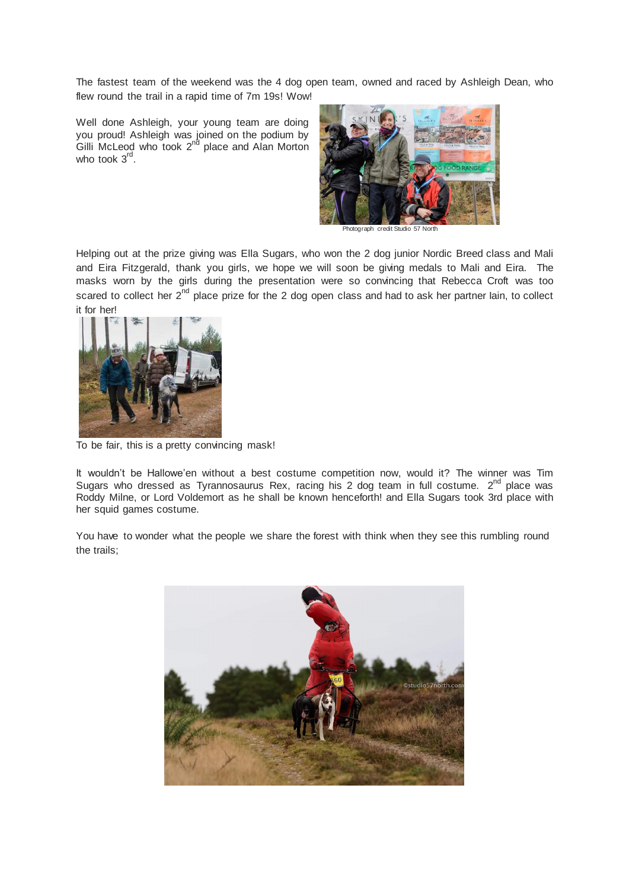The fastest team of the weekend was the 4 dog open team, owned and raced by Ashleigh Dean, who flew round the trail in a rapid time of 7m 19s! Wow!

Well done Ashleigh, your young team are doing you proud! Ashleigh was joined on the podium by Gilli McLeod who took 2nd place and Alan Morton who took 3rd.

Photograph credit Studio 57 North

Helping out at the prize giving was Ella Sugars, who won the 2 dog junior Nordic Breed class and Mali and Eira Fitzgerald, thank you girls, we hope we will soon be giving medals to Mali and Eira. The masks worn by the girls during the presentation were so convincing that Rebecca Croft was too scared to collect her 2nd place prize for the 2 dog open class and had to ask her partner Iain, to collect it for her!

To be fair, this is a pretty convincing mask!

It wouldn't be Hallowe'en without a best costume competition now, would it? The winner was Tim Sugars who dressed as Tyrannosaurus Rex, racing his 2 dog team in full costume. 2nd place was Roddy Milne, or Lord Voldemort as he shall be known henceforth! and Ella Sugars took 3rd place with her squid games costume.

You have to wonder what the people we share the forest with think when they see this rumbling round the trails;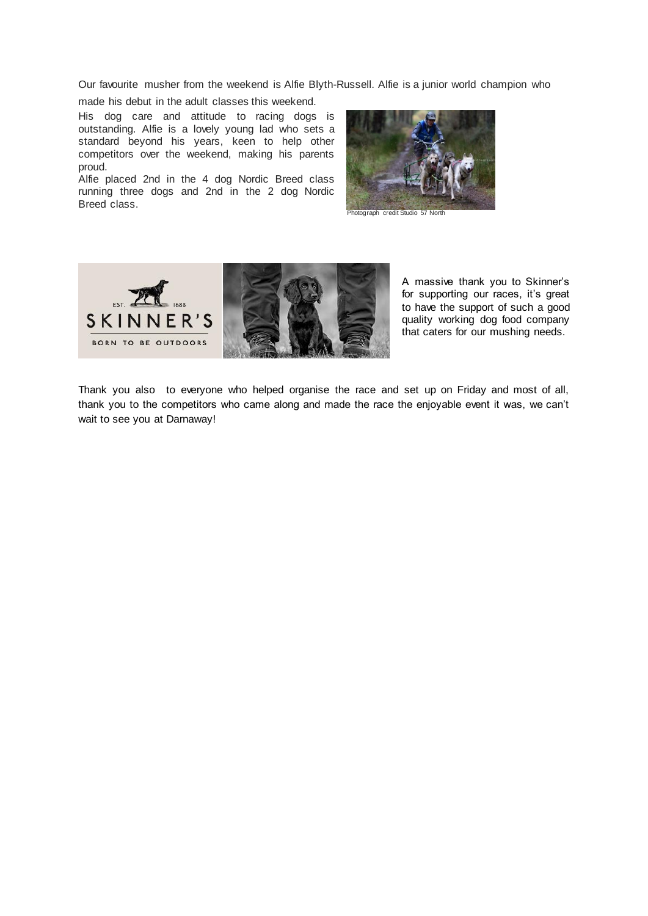Our favourite musher from the weekend is Alfie Blyth-Russell. Alfie is a junior world champion who made his debut in the adult classes this weekend.

His dog care and attitude to racing dogs is outstanding. Alfie is a lovely young lad who sets a standard beyond his years, keen to help other competitors over the weekend, making his parents proud.

Alfie placed 2nd in the 4 dog Nordic Breed class running three dogs and 2nd in the 2 dog Nordic Breed class.

Photograph credit Studio 57 North

A massive thank you to Skinner's for supporting our races, it's great to have the support of such a good quality working dog food company that caters for our mushing needs.

Thank you also to everyone who helped organise the race and set up on Friday and most of all, thank you to the competitors who came along and made the race the enjoyable event it was, we can't wait to see you at Darnaway!